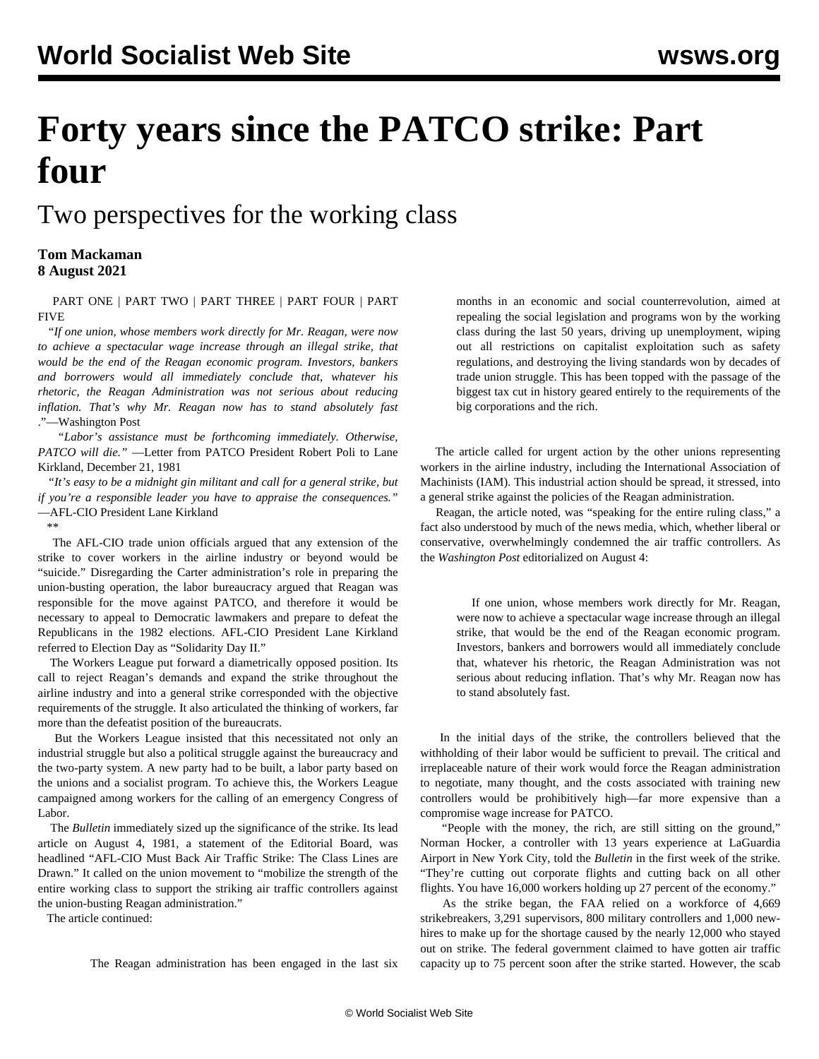# Forty years since the PATCO strike: Part four

## Two perspectives for the working class

**Tom Mackaman**
**8 August 2021**

PART ONE | PART TWO | PART THREE | PART FOUR | PART FIVE

"*If one union, whose members work directly for Mr. Reagan, were now to achieve a spectacular wage increase through an illegal strike, that would be the end of the Reagan economic program. Investors, bankers and borrowers would all immediately conclude that, whatever his rhetoric, the Reagan Administration was not serious about reducing inflation. That's why Mr. Reagan now has to stand absolutely fast*."—Washington Post

"*Labor's assistance must be forthcoming immediately. Otherwise, PATCO will die.*" —Letter from PATCO President Robert Poli to Lane Kirkland, December 21, 1981

"*It's easy to be a midnight gin militant and call for a general strike, but if you're a responsible leader you have to appraise the consequences.*" —AFL-CIO President Lane Kirkland

**

The AFL-CIO trade union officials argued that any extension of the strike to cover workers in the airline industry or beyond would be "suicide." Disregarding the Carter administration's role in preparing the union-busting operation, the labor bureaucracy argued that Reagan was responsible for the move against PATCO, and therefore it would be necessary to appeal to Democratic lawmakers and prepare to defeat the Republicans in the 1982 elections. AFL-CIO President Lane Kirkland referred to Election Day as "Solidarity Day II."

The Workers League put forward a diametrically opposed position. Its call to reject Reagan's demands and expand the strike throughout the airline industry and into a general strike corresponded with the objective requirements of the struggle. It also articulated the thinking of workers, far more than the defeatist position of the bureaucrats.

But the Workers League insisted that this necessitated not only an industrial struggle but also a political struggle against the bureaucracy and the two-party system. A new party had to be built, a labor party based on the unions and a socialist program. To achieve this, the Workers League campaigned among workers for the calling of an emergency Congress of Labor.

The *Bulletin* immediately sized up the significance of the strike. Its lead article on August 4, 1981, a statement of the Editorial Board, was headlined "AFL-CIO Must Back Air Traffic Strike: The Class Lines are Drawn." It called on the union movement to "mobilize the strength of the entire working class to support the striking air traffic controllers against the union-busting Reagan administration."

The article continued:

> The Reagan administration has been engaged in the last six months in an economic and social counterrevolution, aimed at repealing the social legislation and programs won by the working class during the last 50 years, driving up unemployment, wiping out all restrictions on capitalist exploitation such as safety regulations, and destroying the living standards won by decades of trade union struggle. This has been topped with the passage of the biggest tax cut in history geared entirely to the requirements of the big corporations and the rich.

The article called for urgent action by the other unions representing workers in the airline industry, including the International Association of Machinists (IAM). This industrial action should be spread, it stressed, into a general strike against the policies of the Reagan administration.

Reagan, the article noted, was "speaking for the entire ruling class," a fact also understood by much of the news media, which, whether liberal or conservative, overwhelmingly condemned the air traffic controllers. As the *Washington Post* editorialized on August 4:

> If one union, whose members work directly for Mr. Reagan, were now to achieve a spectacular wage increase through an illegal strike, that would be the end of the Reagan economic program. Investors, bankers and borrowers would all immediately conclude that, whatever his rhetoric, the Reagan Administration was not serious about reducing inflation. That's why Mr. Reagan now has to stand absolutely fast.

In the initial days of the strike, the controllers believed that the withholding of their labor would be sufficient to prevail. The critical and irreplaceable nature of their work would force the Reagan administration to negotiate, many thought, and the costs associated with training new controllers would be prohibitively high—far more expensive than a compromise wage increase for PATCO.

"People with the money, the rich, are still sitting on the ground," Norman Hocker, a controller with 13 years experience at LaGuardia Airport in New York City, told the *Bulletin* in the first week of the strike. "They're cutting out corporate flights and cutting back on all other flights. You have 16,000 workers holding up 27 percent of the economy."

As the strike began, the FAA relied on a workforce of 4,669 strikebreakers, 3,291 supervisors, 800 military controllers and 1,000 new-hires to make up for the shortage caused by the nearly 12,000 who stayed out on strike. The federal government claimed to have gotten air traffic capacity up to 75 percent soon after the strike started. However, the scab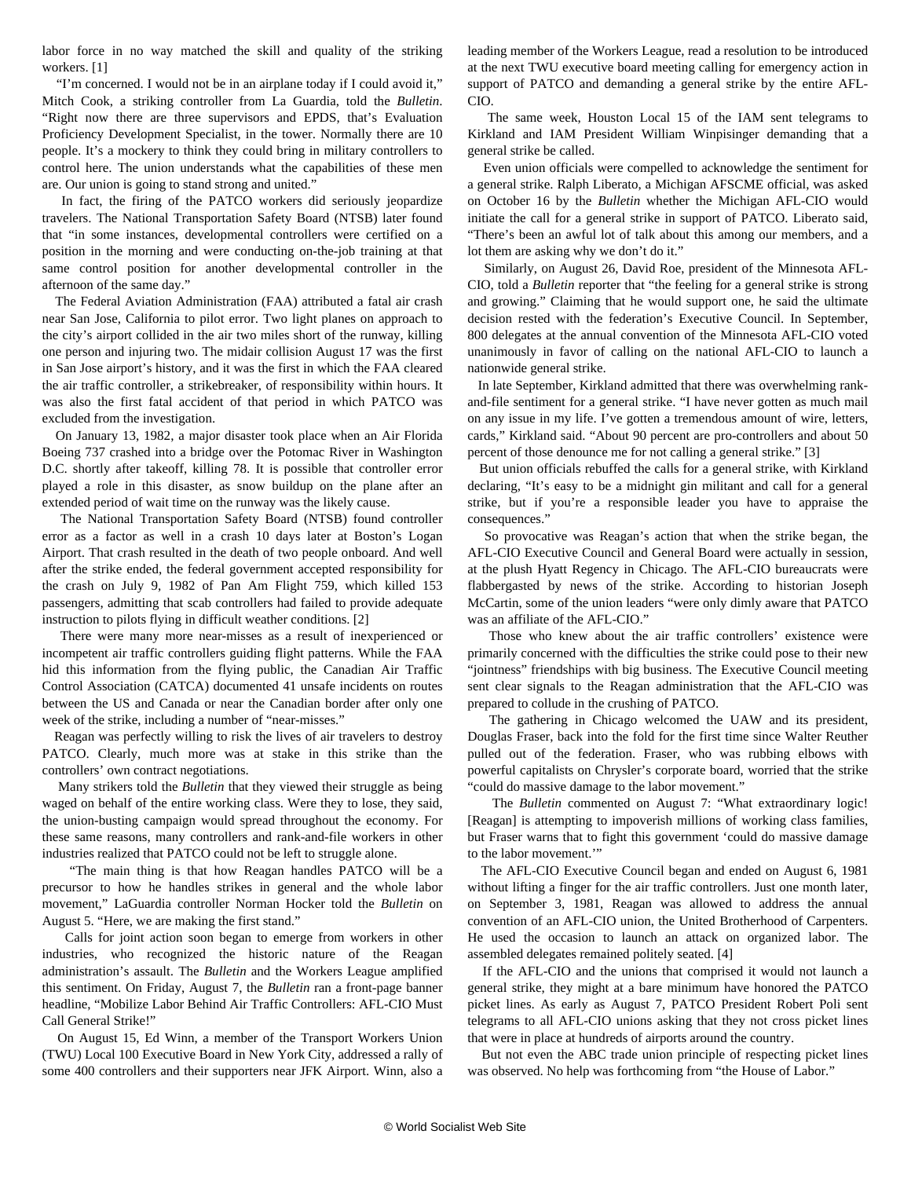labor force in no way matched the skill and quality of the striking workers. [1]

"I'm concerned. I would not be in an airplane today if I could avoid it," Mitch Cook, a striking controller from La Guardia, told the *Bulletin*. "Right now there are three supervisors and EPDS, that's Evaluation Proficiency Development Specialist, in the tower. Normally there are 10 people. It's a mockery to think they could bring in military controllers to control here. The union understands what the capabilities of these men are. Our union is going to stand strong and united."

In fact, the firing of the PATCO workers did seriously jeopardize travelers. The National Transportation Safety Board (NTSB) later found that "in some instances, developmental controllers were certified on a position in the morning and were conducting on-the-job training at that same control position for another developmental controller in the afternoon of the same day."

The Federal Aviation Administration (FAA) attributed a fatal air crash near San Jose, California to pilot error. Two light planes on approach to the city's airport collided in the air two miles short of the runway, killing one person and injuring two. The midair collision August 17 was the first in San Jose airport's history, and it was the first in which the FAA cleared the air traffic controller, a strikebreaker, of responsibility within hours. It was also the first fatal accident of that period in which PATCO was excluded from the investigation.

On January 13, 1982, a major disaster took place when an Air Florida Boeing 737 crashed into a bridge over the Potomac River in Washington D.C. shortly after takeoff, killing 78. It is possible that controller error played a role in this disaster, as snow buildup on the plane after an extended period of wait time on the runway was the likely cause.

The National Transportation Safety Board (NTSB) found controller error as a factor as well in a crash 10 days later at Boston's Logan Airport. That crash resulted in the death of two people onboard. And well after the strike ended, the federal government accepted responsibility for the crash on July 9, 1982 of Pan Am Flight 759, which killed 153 passengers, admitting that scab controllers had failed to provide adequate instruction to pilots flying in difficult weather conditions. [2]

There were many more near-misses as a result of inexperienced or incompetent air traffic controllers guiding flight patterns. While the FAA hid this information from the flying public, the Canadian Air Traffic Control Association (CATCA) documented 41 unsafe incidents on routes between the US and Canada or near the Canadian border after only one week of the strike, including a number of "near-misses."

Reagan was perfectly willing to risk the lives of air travelers to destroy PATCO. Clearly, much more was at stake in this strike than the controllers' own contract negotiations.

Many strikers told the *Bulletin* that they viewed their struggle as being waged on behalf of the entire working class. Were they to lose, they said, the union-busting campaign would spread throughout the economy. For these same reasons, many controllers and rank-and-file workers in other industries realized that PATCO could not be left to struggle alone.

"The main thing is that how Reagan handles PATCO will be a precursor to how he handles strikes in general and the whole labor movement," LaGuardia controller Norman Hocker told the *Bulletin* on August 5. "Here, we are making the first stand."

Calls for joint action soon began to emerge from workers in other industries, who recognized the historic nature of the Reagan administration's assault. The *Bulletin* and the Workers League amplified this sentiment. On Friday, August 7, the *Bulletin* ran a front-page banner headline, "Mobilize Labor Behind Air Traffic Controllers: AFL-CIO Must Call General Strike!"

On August 15, Ed Winn, a member of the Transport Workers Union (TWU) Local 100 Executive Board in New York City, addressed a rally of some 400 controllers and their supporters near JFK Airport. Winn, also a leading member of the Workers League, read a resolution to be introduced at the next TWU executive board meeting calling for emergency action in support of PATCO and demanding a general strike by the entire AFL-CIO.

The same week, Houston Local 15 of the IAM sent telegrams to Kirkland and IAM President William Winpisinger demanding that a general strike be called.

Even union officials were compelled to acknowledge the sentiment for a general strike. Ralph Liberato, a Michigan AFSCME official, was asked on October 16 by the *Bulletin* whether the Michigan AFL-CIO would initiate the call for a general strike in support of PATCO. Liberato said, "There's been an awful lot of talk about this among our members, and a lot them are asking why we don't do it."

Similarly, on August 26, David Roe, president of the Minnesota AFL-CIO, told a *Bulletin* reporter that "the feeling for a general strike is strong and growing." Claiming that he would support one, he said the ultimate decision rested with the federation's Executive Council. In September, 800 delegates at the annual convention of the Minnesota AFL-CIO voted unanimously in favor of calling on the national AFL-CIO to launch a nationwide general strike.

In late September, Kirkland admitted that there was overwhelming rank-and-file sentiment for a general strike. "I have never gotten as much mail on any issue in my life. I've gotten a tremendous amount of wire, letters, cards," Kirkland said. "About 90 percent are pro-controllers and about 50 percent of those denounce me for not calling a general strike." [3]

But union officials rebuffed the calls for a general strike, with Kirkland declaring, "It's easy to be a midnight gin militant and call for a general strike, but if you're a responsible leader you have to appraise the consequences."

So provocative was Reagan's action that when the strike began, the AFL-CIO Executive Council and General Board were actually in session, at the plush Hyatt Regency in Chicago. The AFL-CIO bureaucrats were flabbergasted by news of the strike. According to historian Joseph McCartin, some of the union leaders "were only dimly aware that PATCO was an affiliate of the AFL-CIO."

Those who knew about the air traffic controllers' existence were primarily concerned with the difficulties the strike could pose to their new "jointness" friendships with big business. The Executive Council meeting sent clear signals to the Reagan administration that the AFL-CIO was prepared to collude in the crushing of PATCO.

The gathering in Chicago welcomed the UAW and its president, Douglas Fraser, back into the fold for the first time since Walter Reuther pulled out of the federation. Fraser, who was rubbing elbows with powerful capitalists on Chrysler's corporate board, worried that the strike "could do massive damage to the labor movement."

The *Bulletin* commented on August 7: "What extraordinary logic! [Reagan] is attempting to impoverish millions of working class families, but Fraser warns that to fight this government 'could do massive damage to the labor movement.'"

The AFL-CIO Executive Council began and ended on August 6, 1981 without lifting a finger for the air traffic controllers. Just one month later, on September 3, 1981, Reagan was allowed to address the annual convention of an AFL-CIO union, the United Brotherhood of Carpenters. He used the occasion to launch an attack on organized labor. The assembled delegates remained politely seated. [4]

If the AFL-CIO and the unions that comprised it would not launch a general strike, they might at a bare minimum have honored the PATCO picket lines. As early as August 7, PATCO President Robert Poli sent telegrams to all AFL-CIO unions asking that they not cross picket lines that were in place at hundreds of airports around the country.

But not even the ABC trade union principle of respecting picket lines was observed. No help was forthcoming from "the House of Labor."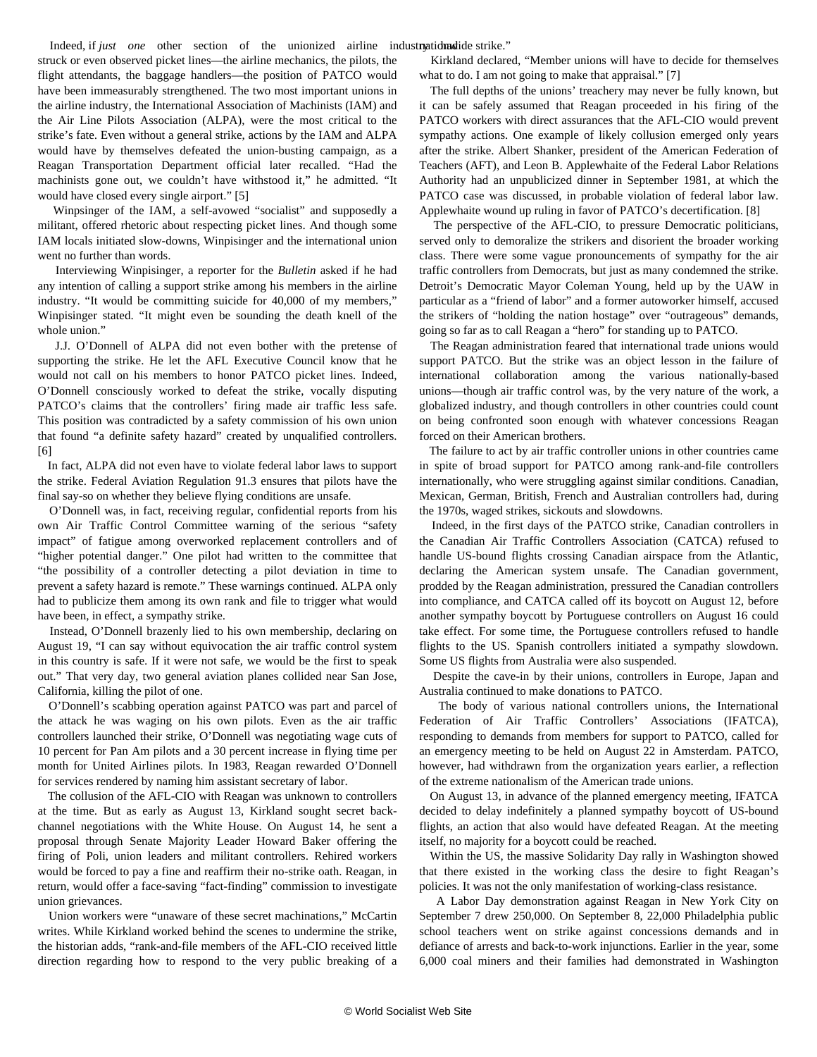Indeed, if *just one* other section of the unionized airline industry had struck or even observed picket lines—the airline mechanics, the pilots, the flight attendants, the baggage handlers—the position of PATCO would have been immeasurably strengthened. The two most important unions in the airline industry, the International Association of Machinists (IAM) and the Air Line Pilots Association (ALPA), were the most critical to the strike's fate. Even without a general strike, actions by the IAM and ALPA would have by themselves defeated the union-busting campaign, as a Reagan Transportation Department official later recalled. "Had the machinists gone out, we couldn't have withstood it," he admitted. "It would have closed every single airport." [5]

Winpsinger of the IAM, a self-avowed "socialist" and supposedly a militant, offered rhetoric about respecting picket lines. And though some IAM locals initiated slow-downs, Winpisinger and the international union went no further than words.

Interviewing Winpisinger, a reporter for the *Bulletin* asked if he had any intention of calling a support strike among his members in the airline industry. "It would be committing suicide for 40,000 of my members," Winpisinger stated. "It might even be sounding the death knell of the whole union."

J.J. O'Donnell of ALPA did not even bother with the pretense of supporting the strike. He let the AFL Executive Council know that he would not call on his members to honor PATCO picket lines. Indeed, O'Donnell consciously worked to defeat the strike, vocally disputing PATCO's claims that the controllers' firing made air traffic less safe. This position was contradicted by a safety commission of his own union that found "a definite safety hazard" created by unqualified controllers. [6]

In fact, ALPA did not even have to violate federal labor laws to support the strike. Federal Aviation Regulation 91.3 ensures that pilots have the final say-so on whether they believe flying conditions are unsafe.

O'Donnell was, in fact, receiving regular, confidential reports from his own Air Traffic Control Committee warning of the serious "safety impact" of fatigue among overworked replacement controllers and of "higher potential danger." One pilot had written to the committee that "the possibility of a controller detecting a pilot deviation in time to prevent a safety hazard is remote." These warnings continued. ALPA only had to publicize them among its own rank and file to trigger what would have been, in effect, a sympathy strike.

Instead, O'Donnell brazenly lied to his own membership, declaring on August 19, "I can say without equivocation the air traffic control system in this country is safe. If it were not safe, we would be the first to speak out." That very day, two general aviation planes collided near San Jose, California, killing the pilot of one.

O'Donnell's scabbing operation against PATCO was part and parcel of the attack he was waging on his own pilots. Even as the air traffic controllers launched their strike, O'Donnell was negotiating wage cuts of 10 percent for Pan Am pilots and a 30 percent increase in flying time per month for United Airlines pilots. In 1983, Reagan rewarded O'Donnell for services rendered by naming him assistant secretary of labor.

The collusion of the AFL-CIO with Reagan was unknown to controllers at the time. But as early as August 13, Kirkland sought secret back-channel negotiations with the White House. On August 14, he sent a proposal through Senate Majority Leader Howard Baker offering the firing of Poli, union leaders and militant controllers. Rehired workers would be forced to pay a fine and reaffirm their no-strike oath. Reagan, in return, would offer a face-saving "fact-finding" commission to investigate union grievances.

Union workers were "unaware of these secret machinations," McCartin writes. While Kirkland worked behind the scenes to undermine the strike, the historian adds, "rank-and-file members of the AFL-CIO received little direction regarding how to respond to the very public breaking of a nationwide strike."

Kirkland declared, "Member unions will have to decide for themselves what to do. I am not going to make that appraisal." [7]

The full depths of the unions' treachery may never be fully known, but it can be safely assumed that Reagan proceeded in his firing of the PATCO workers with direct assurances that the AFL-CIO would prevent sympathy actions. One example of likely collusion emerged only years after the strike. Albert Shanker, president of the American Federation of Teachers (AFT), and Leon B. Applewhaite of the Federal Labor Relations Authority had an unpublicized dinner in September 1981, at which the PATCO case was discussed, in probable violation of federal labor law. Applewhaite wound up ruling in favor of PATCO's decertification. [8]

The perspective of the AFL-CIO, to pressure Democratic politicians, served only to demoralize the strikers and disorient the broader working class. There were some vague pronouncements of sympathy for the air traffic controllers from Democrats, but just as many condemned the strike. Detroit's Democratic Mayor Coleman Young, held up by the UAW in particular as a "friend of labor" and a former autoworker himself, accused the strikers of "holding the nation hostage" over "outrageous" demands, going so far as to call Reagan a "hero" for standing up to PATCO.

The Reagan administration feared that international trade unions would support PATCO. But the strike was an object lesson in the failure of international collaboration among the various nationally-based unions—though air traffic control was, by the very nature of the work, a globalized industry, and though controllers in other countries could count on being confronted soon enough with whatever concessions Reagan forced on their American brothers.

The failure to act by air traffic controller unions in other countries came in spite of broad support for PATCO among rank-and-file controllers internationally, who were struggling against similar conditions. Canadian, Mexican, German, British, French and Australian controllers had, during the 1970s, waged strikes, sickouts and slowdowns.

Indeed, in the first days of the PATCO strike, Canadian controllers in the Canadian Air Traffic Controllers Association (CATCA) refused to handle US-bound flights crossing Canadian airspace from the Atlantic, declaring the American system unsafe. The Canadian government, prodded by the Reagan administration, pressured the Canadian controllers into compliance, and CATCA called off its boycott on August 12, before another sympathy boycott by Portuguese controllers on August 16 could take effect. For some time, the Portuguese controllers refused to handle flights to the US. Spanish controllers initiated a sympathy slowdown. Some US flights from Australia were also suspended.

Despite the cave-in by their unions, controllers in Europe, Japan and Australia continued to make donations to PATCO.

The body of various national controllers unions, the International Federation of Air Traffic Controllers' Associations (IFATCA), responding to demands from members for support to PATCO, called for an emergency meeting to be held on August 22 in Amsterdam. PATCO, however, had withdrawn from the organization years earlier, a reflection of the extreme nationalism of the American trade unions.

On August 13, in advance of the planned emergency meeting, IFATCA decided to delay indefinitely a planned sympathy boycott of US-bound flights, an action that also would have defeated Reagan. At the meeting itself, no majority for a boycott could be reached.

Within the US, the massive Solidarity Day rally in Washington showed that there existed in the working class the desire to fight Reagan's policies. It was not the only manifestation of working-class resistance.

A Labor Day demonstration against Reagan in New York City on September 7 drew 250,000. On September 8, 22,000 Philadelphia public school teachers went on strike against concessions demands and in defiance of arrests and back-to-work injunctions. Earlier in the year, some 6,000 coal miners and their families had demonstrated in Washington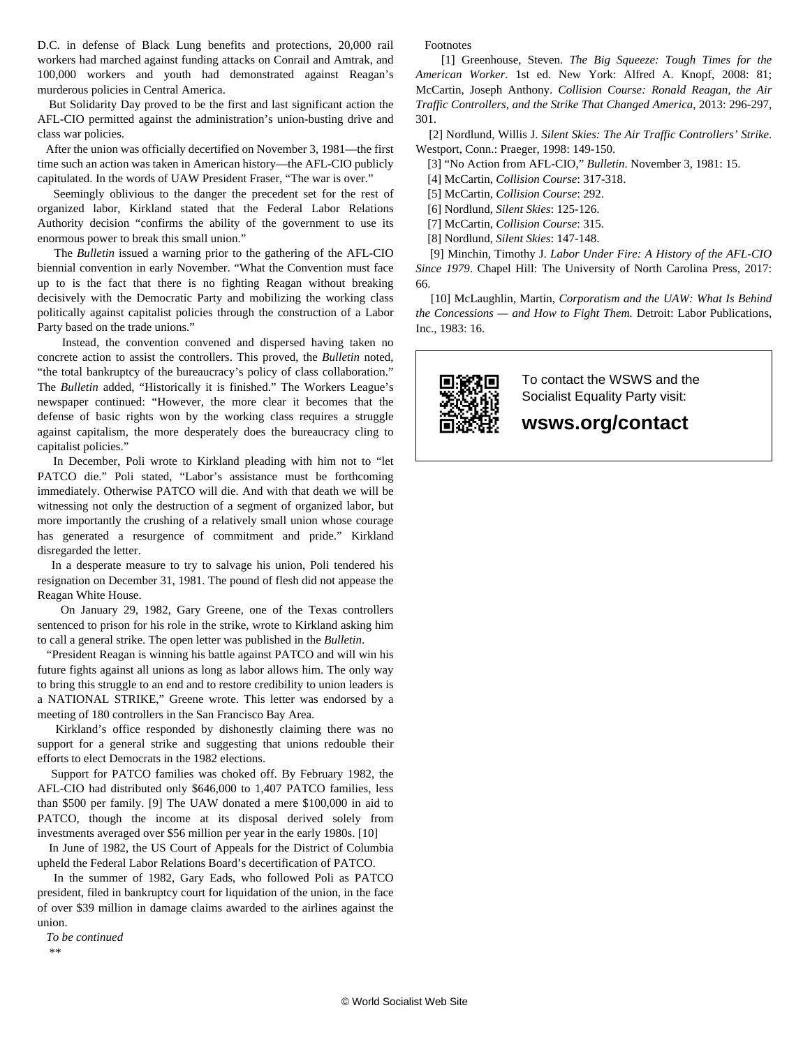D.C. in defense of Black Lung benefits and protections, 20,000 rail workers had marched against funding attacks on Conrail and Amtrak, and 100,000 workers and youth had demonstrated against Reagan's murderous policies in Central America.

But Solidarity Day proved to be the first and last significant action the AFL-CIO permitted against the administration's union-busting drive and class war policies.

After the union was officially decertified on November 3, 1981—the first time such an action was taken in American history—the AFL-CIO publicly capitulated. In the words of UAW President Fraser, "The war is over."

Seemingly oblivious to the danger the precedent set for the rest of organized labor, Kirkland stated that the Federal Labor Relations Authority decision "confirms the ability of the government to use its enormous power to break this small union."

The *Bulletin* issued a warning prior to the gathering of the AFL-CIO biennial convention in early November. "What the Convention must face up to is the fact that there is no fighting Reagan without breaking decisively with the Democratic Party and mobilizing the working class politically against capitalist policies through the construction of a Labor Party based on the trade unions."

Instead, the convention convened and dispersed having taken no concrete action to assist the controllers. This proved, the *Bulletin* noted, "the total bankruptcy of the bureaucracy's policy of class collaboration." The *Bulletin* added, "Historically it is finished." The Workers League's newspaper continued: "However, the more clear it becomes that the defense of basic rights won by the working class requires a struggle against capitalism, the more desperately does the bureaucracy cling to capitalist policies."

In December, Poli wrote to Kirkland pleading with him not to "let PATCO die." Poli stated, "Labor's assistance must be forthcoming immediately. Otherwise PATCO will die. And with that death we will be witnessing not only the destruction of a segment of organized labor, but more importantly the crushing of a relatively small union whose courage has generated a resurgence of commitment and pride." Kirkland disregarded the letter.

In a desperate measure to try to salvage his union, Poli tendered his resignation on December 31, 1981. The pound of flesh did not appease the Reagan White House.

On January 29, 1982, Gary Greene, one of the Texas controllers sentenced to prison for his role in the strike, wrote to Kirkland asking him to call a general strike. The open letter was published in the *Bulletin*.

"President Reagan is winning his battle against PATCO and will win his future fights against all unions as long as labor allows him. The only way to bring this struggle to an end and to restore credibility to union leaders is a NATIONAL STRIKE," Greene wrote. This letter was endorsed by a meeting of 180 controllers in the San Francisco Bay Area.

Kirkland's office responded by dishonestly claiming there was no support for a general strike and suggesting that unions redouble their efforts to elect Democrats in the 1982 elections.

Support for PATCO families was choked off. By February 1982, the AFL-CIO had distributed only $646,000 to 1,407 PATCO families, less than $500 per family. [9] The UAW donated a mere $100,000 in aid to PATCO, though the income at its disposal derived solely from investments averaged over $56 million per year in the early 1980s. [10]

In June of 1982, the US Court of Appeals for the District of Columbia upheld the Federal Labor Relations Board's decertification of PATCO.

In the summer of 1982, Gary Eads, who followed Poli as PATCO president, filed in bankruptcy court for liquidation of the union, in the face of over $39 million in damage claims awarded to the airlines against the union.

*To be continued*

\*\*

Footnotes

[1] Greenhouse, Steven. *The Big Squeeze: Tough Times for the American Worker*. 1st ed. New York: Alfred A. Knopf, 2008: 81; McCartin, Joseph Anthony. *Collision Course: Ronald Reagan, the Air Traffic Controllers, and the Strike That Changed America*, 2013: 296-297, 301.

[2] Nordlund, Willis J. *Silent Skies: The Air Traffic Controllers' Strike*. Westport, Conn.: Praeger, 1998: 149-150.

[3] "No Action from AFL-CIO," *Bulletin*. November 3, 1981: 15.

[4] McCartin, *Collision Course*: 317-318.

[5] McCartin, *Collision Course*: 292.

[6] Nordlund, *Silent Skies*: 125-126.

[7] McCartin, *Collision Course*: 315.

[8] Nordlund, *Silent Skies*: 147-148.

[9] Minchin, Timothy J. *Labor Under Fire: A History of the AFL-CIO Since 1979*. Chapel Hill: The University of North Carolina Press, 2017: 66.

[10] McLaughlin, Martin, *Corporatism and the UAW: What Is Behind the Concessions — and How to Fight Them.* Detroit: Labor Publications, Inc., 1983: 16.

To contact the WSWS and the Socialist Equality Party visit:

**wsws.org/contact**